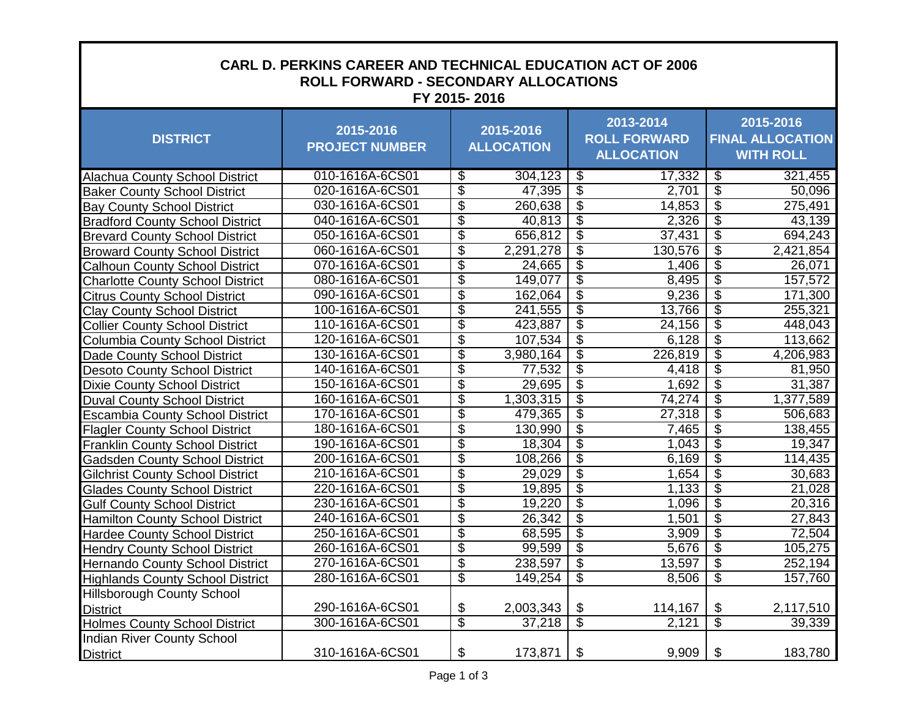# CARL D. PERKINS CAREER AND TECHNICAL EDUCATION ACT OF 2006
## ROLL FORWARD - SECONDARY ALLOCATIONS
### FY 2015- 2016

| DISTRICT | 2015-2016 PROJECT NUMBER | 2015-2016 ALLOCATION | 2013-2014 ROLL FORWARD ALLOCATION | 2015-2016 FINAL ALLOCATION WITH ROLL |
|---|---|---|---|---|
| Alachua County School District | 010-1616A-6CS01 | $ 304,123 | $ 17,332 | $ 321,455 |
| Baker County School District | 020-1616A-6CS01 | $ 47,395 | $ 2,701 | $ 50,096 |
| Bay County School District | 030-1616A-6CS01 | $ 260,638 | $ 14,853 | $ 275,491 |
| Bradford County School District | 040-1616A-6CS01 | $ 40,813 | $ 2,326 | $ 43,139 |
| Brevard County School District | 050-1616A-6CS01 | $ 656,812 | $ 37,431 | $ 694,243 |
| Broward County School District | 060-1616A-6CS01 | $ 2,291,278 | $ 130,576 | $ 2,421,854 |
| Calhoun County School District | 070-1616A-6CS01 | $ 24,665 | $ 1,406 | $ 26,071 |
| Charlotte County School District | 080-1616A-6CS01 | $ 149,077 | $ 8,495 | $ 157,572 |
| Citrus County School District | 090-1616A-6CS01 | $ 162,064 | $ 9,236 | $ 171,300 |
| Clay County School District | 100-1616A-6CS01 | $ 241,555 | $ 13,766 | $ 255,321 |
| Collier County School District | 110-1616A-6CS01 | $ 423,887 | $ 24,156 | $ 448,043 |
| Columbia County School District | 120-1616A-6CS01 | $ 107,534 | $ 6,128 | $ 113,662 |
| Dade County School District | 130-1616A-6CS01 | $ 3,980,164 | $ 226,819 | $ 4,206,983 |
| Desoto County School District | 140-1616A-6CS01 | $ 77,532 | $ 4,418 | $ 81,950 |
| Dixie County School District | 150-1616A-6CS01 | $ 29,695 | $ 1,692 | $ 31,387 |
| Duval County School District | 160-1616A-6CS01 | $ 1,303,315 | $ 74,274 | $ 1,377,589 |
| Escambia County School District | 170-1616A-6CS01 | $ 479,365 | $ 27,318 | $ 506,683 |
| Flagler County School District | 180-1616A-6CS01 | $ 130,990 | $ 7,465 | $ 138,455 |
| Franklin County School District | 190-1616A-6CS01 | $ 18,304 | $ 1,043 | $ 19,347 |
| Gadsden County School District | 200-1616A-6CS01 | $ 108,266 | $ 6,169 | $ 114,435 |
| Gilchrist County School District | 210-1616A-6CS01 | $ 29,029 | $ 1,654 | $ 30,683 |
| Glades County School District | 220-1616A-6CS01 | $ 19,895 | $ 1,133 | $ 21,028 |
| Gulf County School District | 230-1616A-6CS01 | $ 19,220 | $ 1,096 | $ 20,316 |
| Hamilton County School District | 240-1616A-6CS01 | $ 26,342 | $ 1,501 | $ 27,843 |
| Hardee County School District | 250-1616A-6CS01 | $ 68,595 | $ 3,909 | $ 72,504 |
| Hendry County School District | 260-1616A-6CS01 | $ 99,599 | $ 5,676 | $ 105,275 |
| Hernando County School District | 270-1616A-6CS01 | $ 238,597 | $ 13,597 | $ 252,194 |
| Highlands County School District | 280-1616A-6CS01 | $ 149,254 | $ 8,506 | $ 157,760 |
| Hillsborough County School District | 290-1616A-6CS01 | $ 2,003,343 | $ 114,167 | $ 2,117,510 |
| Holmes County School District | 300-1616A-6CS01 | $ 37,218 | $ 2,121 | $ 39,339 |
| Indian River County School District | 310-1616A-6CS01 | $ 173,871 | $ 9,909 | $ 183,780 |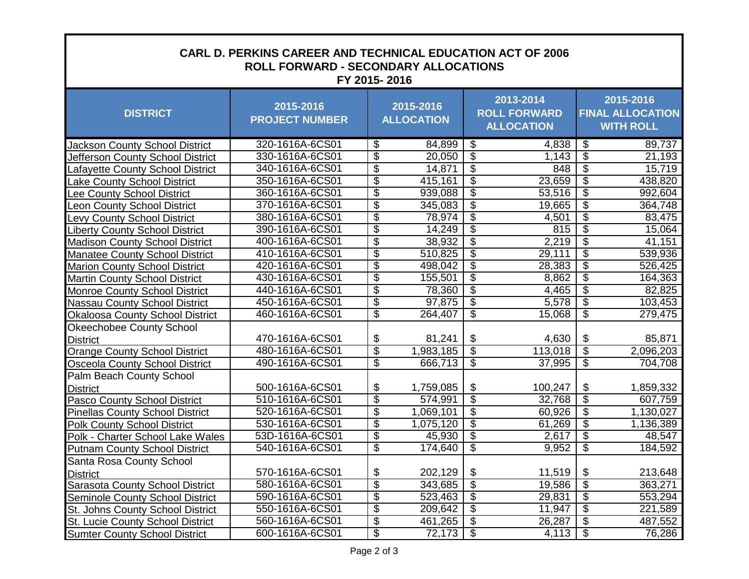# CARL D. PERKINS CAREER AND TECHNICAL EDUCATION ACT OF 2006
## ROLL FORWARD - SECONDARY ALLOCATIONS
### FY 2015- 2016

| DISTRICT | 2015-2016 PROJECT NUMBER | 2015-2016 ALLOCATION | 2013-2014 ROLL FORWARD ALLOCATION | 2015-2016 FINAL ALLOCATION WITH ROLL |
|---|---|---|---|---|
| Jackson County School District | 320-1616A-6CS01 | $ 84,899 | $ 4,838 | $ 89,737 |
| Jefferson County School District | 330-1616A-6CS01 | $ 20,050 | $ 1,143 | $ 21,193 |
| Lafayette County School District | 340-1616A-6CS01 | $ 14,871 | $ 848 | $ 15,719 |
| Lake County School District | 350-1616A-6CS01 | $ 415,161 | $ 23,659 | $ 438,820 |
| Lee County School District | 360-1616A-6CS01 | $ 939,088 | $ 53,516 | $ 992,604 |
| Leon County School District | 370-1616A-6CS01 | $ 345,083 | $ 19,665 | $ 364,748 |
| Levy County School District | 380-1616A-6CS01 | $ 78,974 | $ 4,501 | $ 83,475 |
| Liberty County School District | 390-1616A-6CS01 | $ 14,249 | $ 815 | $ 15,064 |
| Madison County School District | 400-1616A-6CS01 | $ 38,932 | $ 2,219 | $ 41,151 |
| Manatee County School District | 410-1616A-6CS01 | $ 510,825 | $ 29,111 | $ 539,936 |
| Marion County School District | 420-1616A-6CS01 | $ 498,042 | $ 28,383 | $ 526,425 |
| Martin County School District | 430-1616A-6CS01 | $ 155,501 | $ 8,862 | $ 164,363 |
| Monroe County School District | 440-1616A-6CS01 | $ 78,360 | $ 4,465 | $ 82,825 |
| Nassau County School District | 450-1616A-6CS01 | $ 97,875 | $ 5,578 | $ 103,453 |
| Okaloosa County School District | 460-1616A-6CS01 | $ 264,407 | $ 15,068 | $ 279,475 |
| Okeechobee County School District | 470-1616A-6CS01 | $ 81,241 | $ 4,630 | $ 85,871 |
| Orange County School District | 480-1616A-6CS01 | $ 1,983,185 | $ 113,018 | $ 2,096,203 |
| Osceola County School District | 490-1616A-6CS01 | $ 666,713 | $ 37,995 | $ 704,708 |
| Palm Beach County School District | 500-1616A-6CS01 | $ 1,759,085 | $ 100,247 | $ 1,859,332 |
| Pasco County School District | 510-1616A-6CS01 | $ 574,991 | $ 32,768 | $ 607,759 |
| Pinellas County School District | 520-1616A-6CS01 | $ 1,069,101 | $ 60,926 | $ 1,130,027 |
| Polk County School District | 530-1616A-6CS01 | $ 1,075,120 | $ 61,269 | $ 1,136,389 |
| Polk - Charter School Lake Wales | 53D-1616A-6CS01 | $ 45,930 | $ 2,617 | $ 48,547 |
| Putnam County School District | 540-1616A-6CS01 | $ 174,640 | $ 9,952 | $ 184,592 |
| Santa Rosa County School District | 570-1616A-6CS01 | $ 202,129 | $ 11,519 | $ 213,648 |
| Sarasota County School District | 580-1616A-6CS01 | $ 343,685 | $ 19,586 | $ 363,271 |
| Seminole County School District | 590-1616A-6CS01 | $ 523,463 | $ 29,831 | $ 553,294 |
| St. Johns County School District | 550-1616A-6CS01 | $ 209,642 | $ 11,947 | $ 221,589 |
| St. Lucie County School District | 560-1616A-6CS01 | $ 461,265 | $ 26,287 | $ 487,552 |
| Sumter County School District | 600-1616A-6CS01 | $ 72,173 | $ 4,113 | $ 76,286 |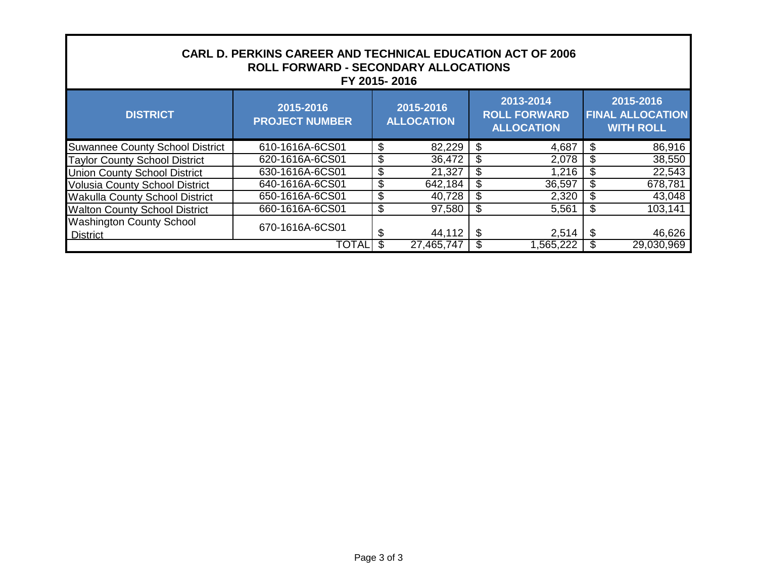**CARL D. PERKINS CAREER AND TECHNICAL EDUCATION ACT OF 2006**
**ROLL FORWARD - SECONDARY ALLOCATIONS**
**FY 2015- 2016**

| DISTRICT | 2015-2016 PROJECT NUMBER | 2015-2016 ALLOCATION | 2013-2014 ROLL FORWARD ALLOCATION | 2015-2016 FINAL ALLOCATION WITH ROLL |
|---|---|---|---|---|
| Suwannee County School District | 610-1616A-6CS01 | $ 82,229 | $ 4,687 | $ 86,916 |
| Taylor County School District | 620-1616A-6CS01 | $ 36,472 | $ 2,078 | $ 38,550 |
| Union County School District | 630-1616A-6CS01 | $ 21,327 | $ 1,216 | $ 22,543 |
| Volusia County School District | 640-1616A-6CS01 | $ 642,184 | $ 36,597 | $ 678,781 |
| Wakulla County School District | 650-1616A-6CS01 | $ 40,728 | $ 2,320 | $ 43,048 |
| Walton County School District | 660-1616A-6CS01 | $ 97,580 | $ 5,561 | $ 103,141 |
| Washington County School District | 670-1616A-6CS01 | $ 44,112 | $ 2,514 | $ 46,626 |
| | TOTAL | $ 27,465,747 | $ 1,565,222 | $ 29,030,969 |